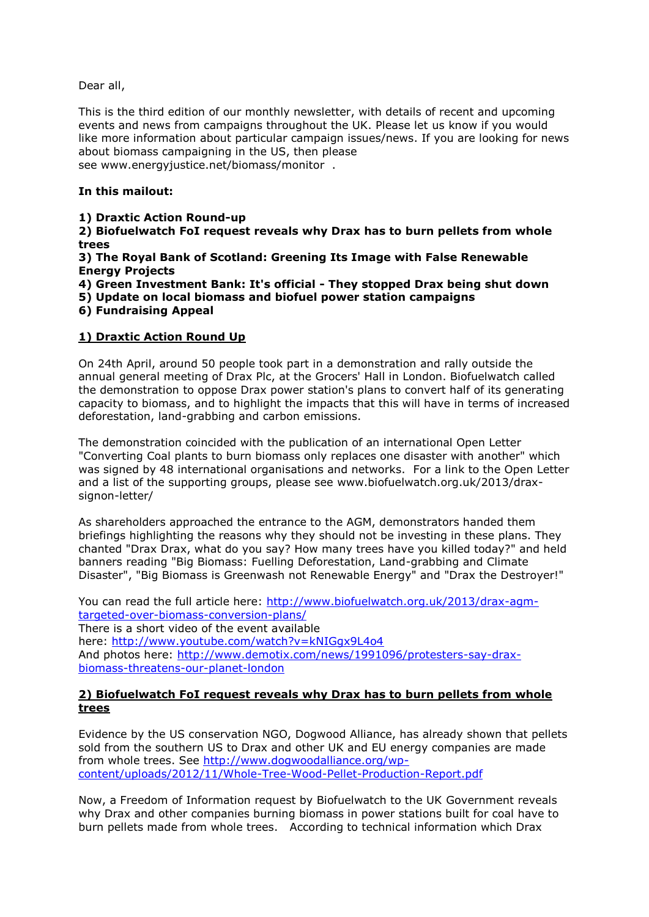Dear all,

This is the third edition of our monthly newsletter, with details of recent and upcoming events and news from campaigns throughout the UK. Please let us know if you would like more information about particular campaign issues/news. If you are looking for news about biomass campaigning in the US, then please see www.energyjustice.net/biomass/monitor .

**In this mailout:**

**1) Draxtic Action Round-up**
**2) Biofuelwatch FoI request reveals why Drax has to burn pellets from whole trees**
**3) The Royal Bank of Scotland: Greening Its Image with False Renewable Energy Projects**
**4) Green Investment Bank: It's official - They stopped Drax being shut down**
**5) Update on local biomass and biofuel power station campaigns**
**6) Fundraising Appeal**

## 1) Draxtic Action Round Up

On 24th April, around 50 people took part in a demonstration and rally outside the annual general meeting of Drax Plc, at the Grocers' Hall in London. Biofuelwatch called the demonstration to oppose Drax power station's plans to convert half of its generating capacity to biomass, and to highlight the impacts that this will have in terms of increased deforestation, land-grabbing and carbon emissions.

The demonstration coincided with the publication of an international Open Letter "Converting Coal plants to burn biomass only replaces one disaster with another" which was signed by 48 international organisations and networks. For a link to the Open Letter and a list of the supporting groups, please see www.biofuelwatch.org.uk/2013/drax-signon-letter/

As shareholders approached the entrance to the AGM, demonstrators handed them briefings highlighting the reasons why they should not be investing in these plans. They chanted "Drax Drax, what do you say? How many trees have you killed today?" and held banners reading "Big Biomass: Fuelling Deforestation, Land-grabbing and Climate Disaster", "Big Biomass is Greenwash not Renewable Energy" and "Drax the Destroyer!"

You can read the full article here: http://www.biofuelwatch.org.uk/2013/drax-agm-targeted-over-biomass-conversion-plans/
There is a short video of the event available here: http://www.youtube.com/watch?v=kNIGgx9L4o4
And photos here: http://www.demotix.com/news/1991096/protesters-say-drax-biomass-threatens-our-planet-london

## 2) Biofuelwatch FoI request reveals why Drax has to burn pellets from whole trees

Evidence by the US conservation NGO, Dogwood Alliance, has already shown that pellets sold from the southern US to Drax and other UK and EU energy companies are made from whole trees. See http://www.dogwoodalliance.org/wp-content/uploads/2012/11/Whole-Tree-Wood-Pellet-Production-Report.pdf

Now, a Freedom of Information request by Biofuelwatch to the UK Government reveals why Drax and other companies burning biomass in power stations built for coal have to burn pellets made from whole trees. According to technical information which Drax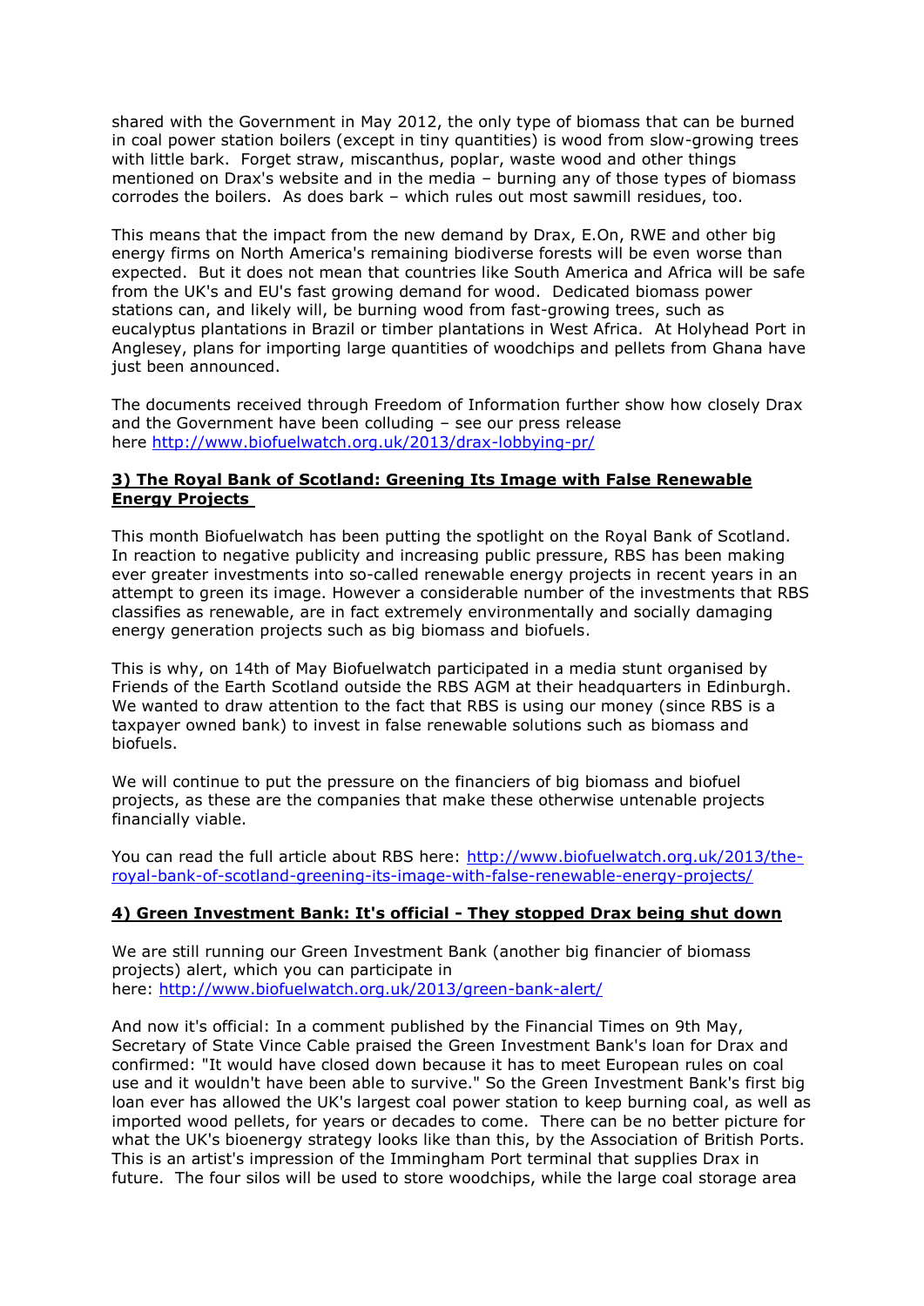shared with the Government in May 2012, the only type of biomass that can be burned in coal power station boilers (except in tiny quantities) is wood from slow-growing trees with little bark. Forget straw, miscanthus, poplar, waste wood and other things mentioned on Drax's website and in the media – burning any of those types of biomass corrodes the boilers. As does bark – which rules out most sawmill residues, too.

This means that the impact from the new demand by Drax, E.On, RWE and other big energy firms on North America's remaining biodiverse forests will be even worse than expected. But it does not mean that countries like South America and Africa will be safe from the UK's and EU's fast growing demand for wood. Dedicated biomass power stations can, and likely will, be burning wood from fast-growing trees, such as eucalyptus plantations in Brazil or timber plantations in West Africa. At Holyhead Port in Anglesey, plans for importing large quantities of woodchips and pellets from Ghana have just been announced.

The documents received through Freedom of Information further show how closely Drax and the Government have been colluding – see our press release here http://www.biofuelwatch.org.uk/2013/drax-lobbying-pr/

**3) The Royal Bank of Scotland: Greening Its Image with False Renewable Energy Projects**

This month Biofuelwatch has been putting the spotlight on the Royal Bank of Scotland. In reaction to negative publicity and increasing public pressure, RBS has been making ever greater investments into so-called renewable energy projects in recent years in an attempt to green its image. However a considerable number of the investments that RBS classifies as renewable, are in fact extremely environmentally and socially damaging energy generation projects such as big biomass and biofuels.

This is why, on 14th of May Biofuelwatch participated in a media stunt organised by Friends of the Earth Scotland outside the RBS AGM at their headquarters in Edinburgh. We wanted to draw attention to the fact that RBS is using our money (since RBS is a taxpayer owned bank) to invest in false renewable solutions such as biomass and biofuels.

We will continue to put the pressure on the financiers of big biomass and biofuel projects, as these are the companies that make these otherwise untenable projects financially viable.

You can read the full article about RBS here: http://www.biofuelwatch.org.uk/2013/the-royal-bank-of-scotland-greening-its-image-with-false-renewable-energy-projects/

**4) Green Investment Bank: It's official - They stopped Drax being shut down**

We are still running our Green Investment Bank (another big financier of biomass projects) alert, which you can participate in here: http://www.biofuelwatch.org.uk/2013/green-bank-alert/

And now it's official: In a comment published by the Financial Times on 9th May, Secretary of State Vince Cable praised the Green Investment Bank's loan for Drax and confirmed: "It would have closed down because it has to meet European rules on coal use and it wouldn't have been able to survive." So the Green Investment Bank's first big loan ever has allowed the UK's largest coal power station to keep burning coal, as well as imported wood pellets, for years or decades to come. There can be no better picture for what the UK's bioenergy strategy looks like than this, by the Association of British Ports. This is an artist's impression of the Immingham Port terminal that supplies Drax in future. The four silos will be used to store woodchips, while the large coal storage area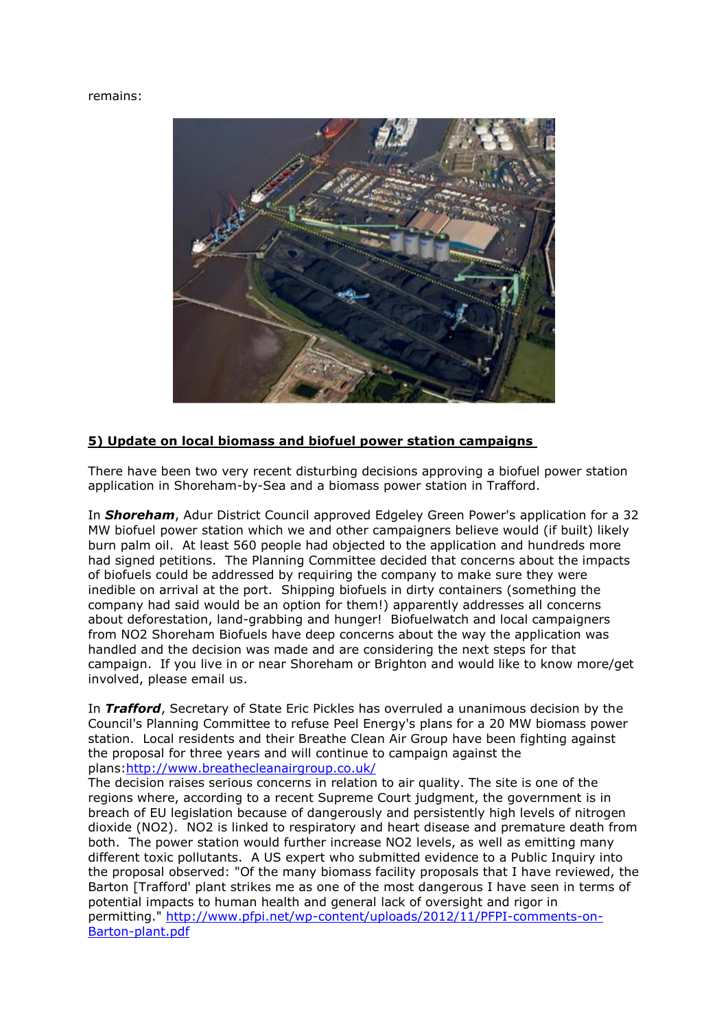remains:

## 5) Update on local biomass and biofuel power station campaigns

There have been two very recent disturbing decisions approving a biofuel power station application in Shoreham-by-Sea and a biomass power station in Trafford.

In ***Shoreham***, Adur District Council approved Edgeley Green Power's application for a 32 MW biofuel power station which we and other campaigners believe would (if built) likely burn palm oil. At least 560 people had objected to the application and hundreds more had signed petitions. The Planning Committee decided that concerns about the impacts of biofuels could be addressed by requiring the company to make sure they were inedible on arrival at the port. Shipping biofuels in dirty containers (something the company had said would be an option for them!) apparently addresses all concerns about deforestation, land-grabbing and hunger! Biofuelwatch and local campaigners from NO2 Shoreham Biofuels have deep concerns about the way the application was handled and the decision was made and are considering the next steps for that campaign. If you live in or near Shoreham or Brighton and would like to know more/get involved, please email us.

In ***Trafford***, Secretary of State Eric Pickles has overruled a unanimous decision by the Council's Planning Committee to refuse Peel Energy's plans for a 20 MW biomass power station. Local residents and their Breathe Clean Air Group have been fighting against the proposal for three years and will continue to campaign against the plans:[http://www.breathecleanairgroup.co.uk/](http://www.breathecleanairgroup.co.uk/)
The decision raises serious concerns in relation to air quality. The site is one of the regions where, according to a recent Supreme Court judgment, the government is in breach of EU legislation because of dangerously and persistently high levels of nitrogen dioxide ($NO_2$). $NO_2$ is linked to respiratory and heart disease and premature death from both. The power station would further increase $NO_2$ levels, as well as emitting many different toxic pollutants. A US expert who submitted evidence to a Public Inquiry into the proposal observed: "Of the many biomass facility proposals that I have reviewed, the Barton [Trafford' plant strikes me as one of the most dangerous I have seen in terms of potential impacts to human health and general lack of oversight and rigor in permitting." [http://www.pfpi.net/wp-content/uploads/2012/11/PFPI-comments-on-Barton-plant.pdf](http://www.pfpi.net/wp-content/uploads/2012/11/PFPI-comments-on-Barton-plant.pdf)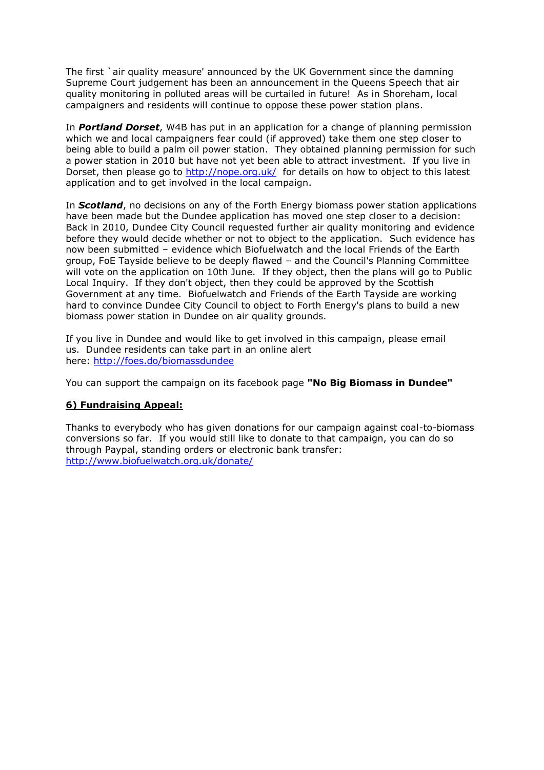The first `air quality measure' announced by the UK Government since the damning Supreme Court judgement has been an announcement in the Queens Speech that air quality monitoring in polluted areas will be curtailed in future! As in Shoreham, local campaigners and residents will continue to oppose these power station plans.

In ***Portland Dorset***, W4B has put in an application for a change of planning permission which we and local campaigners fear could (if approved) take them one step closer to being able to build a palm oil power station. They obtained planning permission for such a power station in 2010 but have not yet been able to attract investment. If you live in Dorset, then please go to [http://nope.org.uk/](http://nope.org.uk/) for details on how to object to this latest application and to get involved in the local campaign.

In ***Scotland***, no decisions on any of the Forth Energy biomass power station applications have been made but the Dundee application has moved one step closer to a decision: Back in 2010, Dundee City Council requested further air quality monitoring and evidence before they would decide whether or not to object to the application. Such evidence has now been submitted – evidence which Biofuelwatch and the local Friends of the Earth group, FoE Tayside believe to be deeply flawed – and the Council's Planning Committee will vote on the application on 10th June. If they object, then the plans will go to Public Local Inquiry. If they don't object, then they could be approved by the Scottish Government at any time. Biofuelwatch and Friends of the Earth Tayside are working hard to convince Dundee City Council to object to Forth Energy's plans to build a new biomass power station in Dundee on air quality grounds.

If you live in Dundee and would like to get involved in this campaign, please email us. Dundee residents can take part in an online alert here: [http://foes.do/biomassdundee](http://foes.do/biomassdundee)

You can support the campaign on its facebook page **"No Big Biomass in Dundee"**

## 6) Fundraising Appeal:

Thanks to everybody who has given donations for our campaign against coal-to-biomass conversions so far. If you would still like to donate to that campaign, you can do so through Paypal, standing orders or electronic bank transfer: [http://www.biofuelwatch.org.uk/donate/](http://www.biofuelwatch.org.uk/donate/)